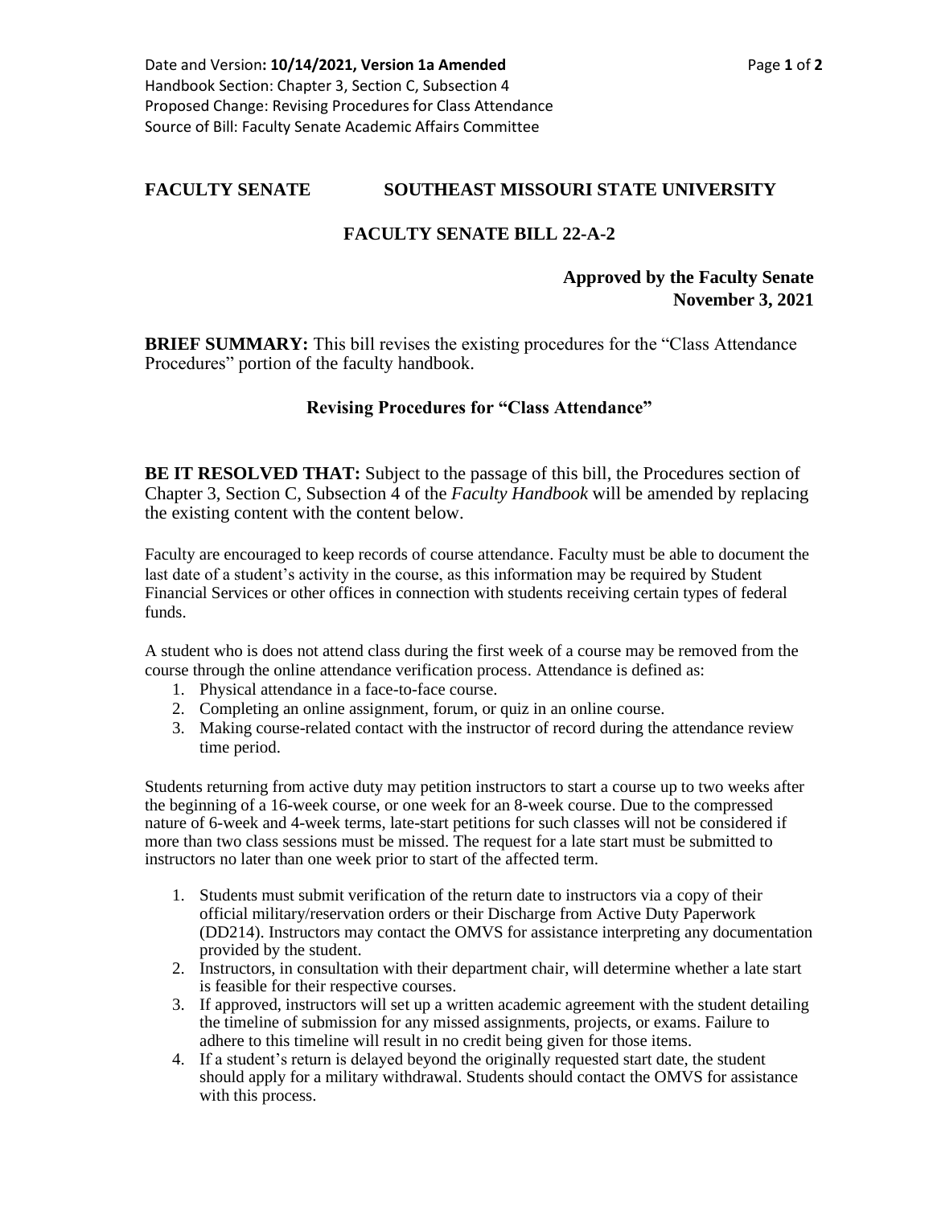Date and Version**: 10/14/2021, Version 1a Amended**
Handbook Section: Chapter 3, Section C, Subsection 4
Proposed Change: Revising Procedures for Class Attendance
Source of Bill: Faculty Senate Academic Affairs Committee

**FACULTY SENATE SOUTHEAST MISSOURI STATE UNIVERSITY**

## FACULTY SENATE BILL 22-A-2

**Approved by the Faculty Senate**
**November 3, 2021**

**BRIEF SUMMARY:** This bill revises the existing procedures for the "Class Attendance Procedures" portion of the faculty handbook.

### Revising Procedures for "Class Attendance"

**BE IT RESOLVED THAT:** Subject to the passage of this bill, the Procedures section of Chapter 3, Section C, Subsection 4 of the *Faculty Handbook* will be amended by replacing the existing content with the content below.

Faculty are encouraged to keep records of course attendance. Faculty must be able to document the last date of a student's activity in the course, as this information may be required by Student Financial Services or other offices in connection with students receiving certain types of federal funds.

A student who is does not attend class during the first week of a course may be removed from the course through the online attendance verification process. Attendance is defined as:

1. Physical attendance in a face-to-face course.
2. Completing an online assignment, forum, or quiz in an online course.
3. Making course-related contact with the instructor of record during the attendance review time period.

Students returning from active duty may petition instructors to start a course up to two weeks after the beginning of a 16-week course, or one week for an 8-week course. Due to the compressed nature of 6-week and 4-week terms, late-start petitions for such classes will not be considered if more than two class sessions must be missed. The request for a late start must be submitted to instructors no later than one week prior to start of the affected term.

1. Students must submit verification of the return date to instructors via a copy of their official military/reservation orders or their Discharge from Active Duty Paperwork (DD214). Instructors may contact the OMVS for assistance interpreting any documentation provided by the student.
2. Instructors, in consultation with their department chair, will determine whether a late start is feasible for their respective courses.
3. If approved, instructors will set up a written academic agreement with the student detailing the timeline of submission for any missed assignments, projects, or exams. Failure to adhere to this timeline will result in no credit being given for those items.
4. If a student's return is delayed beyond the originally requested start date, the student should apply for a military withdrawal. Students should contact the OMVS for assistance with this process.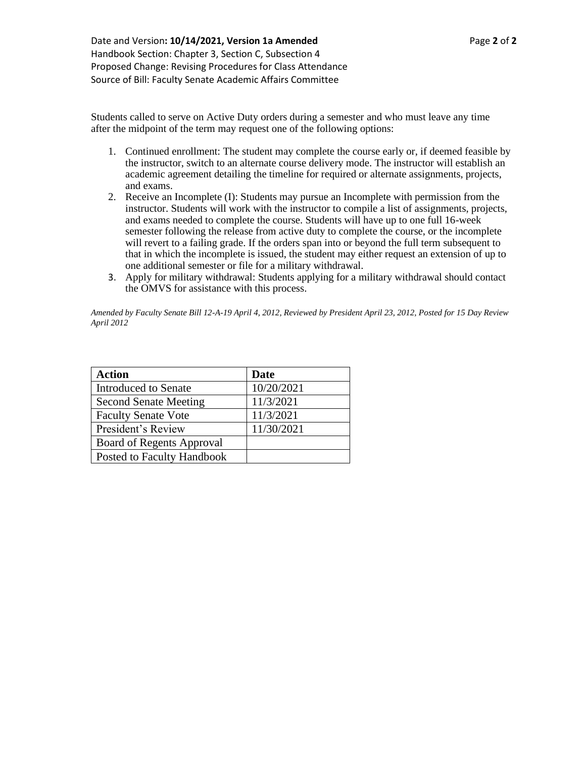Students called to serve on Active Duty orders during a semester and who must leave any time after the midpoint of the term may request one of the following options:

1. Continued enrollment: The student may complete the course early or, if deemed feasible by the instructor, switch to an alternate course delivery mode. The instructor will establish an academic agreement detailing the timeline for required or alternate assignments, projects, and exams.
2. Receive an Incomplete (I): Students may pursue an Incomplete with permission from the instructor. Students will work with the instructor to compile a list of assignments, projects, and exams needed to complete the course. Students will have up to one full 16-week semester following the release from active duty to complete the course, or the incomplete will revert to a failing grade. If the orders span into or beyond the full term subsequent to that in which the incomplete is issued, the student may either request an extension of up to one additional semester or file for a military withdrawal.
3. Apply for military withdrawal: Students applying for a military withdrawal should contact the OMVS for assistance with this process.

*Amended by Faculty Senate Bill 12-A-19 April 4, 2012, Reviewed by President April 23, 2012, Posted for 15 Day Review April 2012*

| Action | Date |
|---|---|
| Introduced to Senate | 10/20/2021 |
| Second Senate Meeting | 11/3/2021 |
| Faculty Senate Vote | 11/3/2021 |
| President's Review | 11/30/2021 |
| Board of Regents Approval | |
| Posted to Faculty Handbook | |